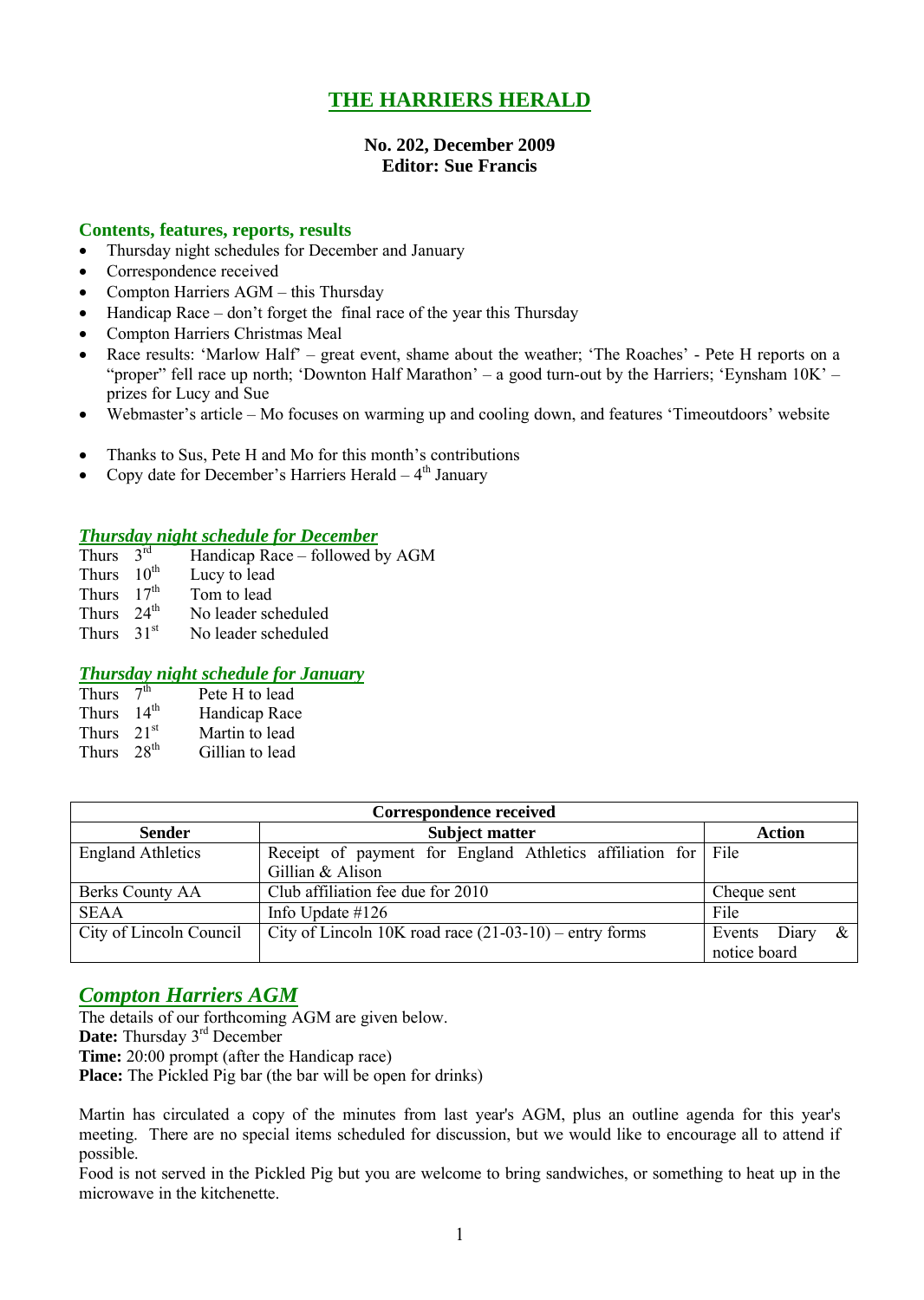# THE HARRIERS HERALD

**No. 202, December 2009**
**Editor: Sue Francis**

## Contents, features, reports, results

- Thursday night schedules for December and January
- Correspondence received
- Compton Harriers AGM – this Thursday
- Handicap Race – don't forget the final race of the year this Thursday
- Compton Harriers Christmas Meal
- Race results: 'Marlow Half' – great event, shame about the weather; 'The Roaches' - Pete H reports on a "proper" fell race up north; 'Downton Half Marathon' – a good turn-out by the Harriers; 'Eynsham 10K' – prizes for Lucy and Sue
- Webmaster's article – Mo focuses on warming up and cooling down, and features 'Timeoutdoors' website

- Thanks to Sus, Pete H and Mo for this month's contributions
- Copy date for December's Harriers Herald – 4th January

## *Thursday night schedule for December*

| | | |
|---|---|---|
| Thurs | 3rd | Handicap Race – followed by AGM |
| Thurs | 10th | Lucy to lead |
| Thurs | 17th | Tom to lead |
| Thurs | 24th | No leader scheduled |
| Thurs | 31st | No leader scheduled |

## *Thursday night schedule for January*

| | | |
|---|---|---|
| Thurs | 7th | Pete H to lead |
| Thurs | 14th | Handicap Race |
| Thurs | 21st | Martin to lead |
| Thurs | 28th | Gillian to lead |

| Correspondence received | | |
|---|---|---|
| **Sender** | **Subject matter** | **Action** |
| England Athletics | Receipt of payment for England Athletics affiliation for Gillian & Alison | File |
| Berks County AA | Club affiliation fee due for 2010 | Cheque sent |
| SEAA | Info Update #126 | File |
| City of Lincoln Council | City of Lincoln 10K road race (21-03-10) – entry forms | Events Diary & notice board |

## *Compton Harriers AGM*

The details of our forthcoming AGM are given below.
**Date:** Thursday 3rd December
**Time:** 20:00 prompt (after the Handicap race)
**Place:** The Pickled Pig bar (the bar will be open for drinks)

Martin has circulated a copy of the minutes from last year's AGM, plus an outline agenda for this year's meeting. There are no special items scheduled for discussion, but we would like to encourage all to attend if possible.
Food is not served in the Pickled Pig but you are welcome to bring sandwiches, or something to heat up in the microwave in the kitchenette.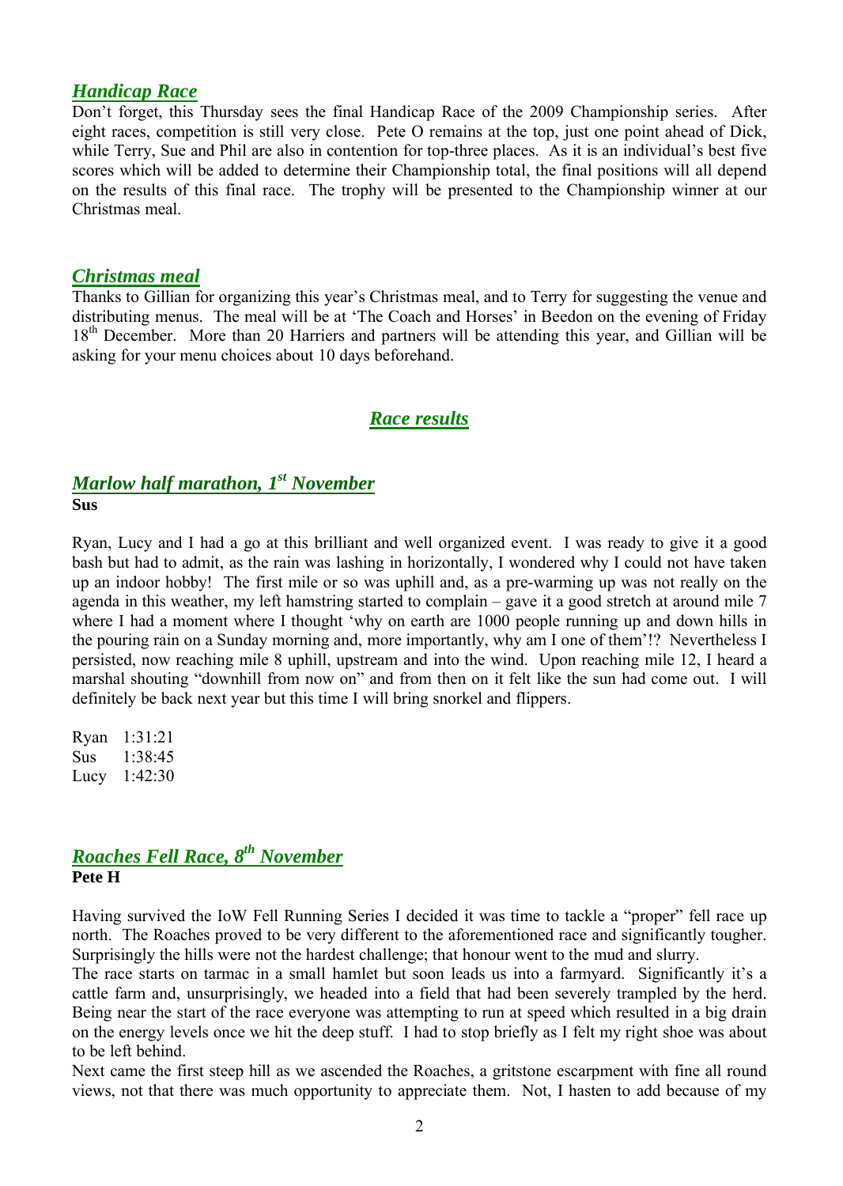## *Handicap Race*

Don't forget, this Thursday sees the final Handicap Race of the 2009 Championship series. After eight races, competition is still very close. Pete O remains at the top, just one point ahead of Dick, while Terry, Sue and Phil are also in contention for top-three places. As it is an individual's best five scores which will be added to determine their Championship total, the final positions will all depend on the results of this final race. The trophy will be presented to the Championship winner at our Christmas meal.

## *Christmas meal*

Thanks to Gillian for organizing this year's Christmas meal, and to Terry for suggesting the venue and distributing menus. The meal will be at 'The Coach and Horses' in Beedon on the evening of Friday 18th December. More than 20 Harriers and partners will be attending this year, and Gillian will be asking for your menu choices about 10 days beforehand.

# *Race results*

## *Marlow half marathon, 1st November*

**Sus**

Ryan, Lucy and I had a go at this brilliant and well organized event. I was ready to give it a good bash but had to admit, as the rain was lashing in horizontally, I wondered why I could not have taken up an indoor hobby! The first mile or so was uphill and, as a pre-warming up was not really on the agenda in this weather, my left hamstring started to complain – gave it a good stretch at around mile 7 where I had a moment where I thought 'why on earth are 1000 people running up and down hills in the pouring rain on a Sunday morning and, more importantly, why am I one of them'!? Nevertheless I persisted, now reaching mile 8 uphill, upstream and into the wind. Upon reaching mile 12, I heard a marshal shouting "downhill from now on" and from then on it felt like the sun had come out. I will definitely be back next year but this time I will bring snorkel and flippers.

Ryan 1:31:21
Sus 1:38:45
Lucy 1:42:30

## *Roaches Fell Race, 8th November*

**Pete H**

Having survived the IoW Fell Running Series I decided it was time to tackle a "proper" fell race up north. The Roaches proved to be very different to the aforementioned race and significantly tougher. Surprisingly the hills were not the hardest challenge; that honour went to the mud and slurry.
The race starts on tarmac in a small hamlet but soon leads us into a farmyard. Significantly it's a cattle farm and, unsurprisingly, we headed into a field that had been severely trampled by the herd. Being near the start of the race everyone was attempting to run at speed which resulted in a big drain on the energy levels once we hit the deep stuff. I had to stop briefly as I felt my right shoe was about to be left behind.
Next came the first steep hill as we ascended the Roaches, a gritstone escarpment with fine all round views, not that there was much opportunity to appreciate them. Not, I hasten to add because of my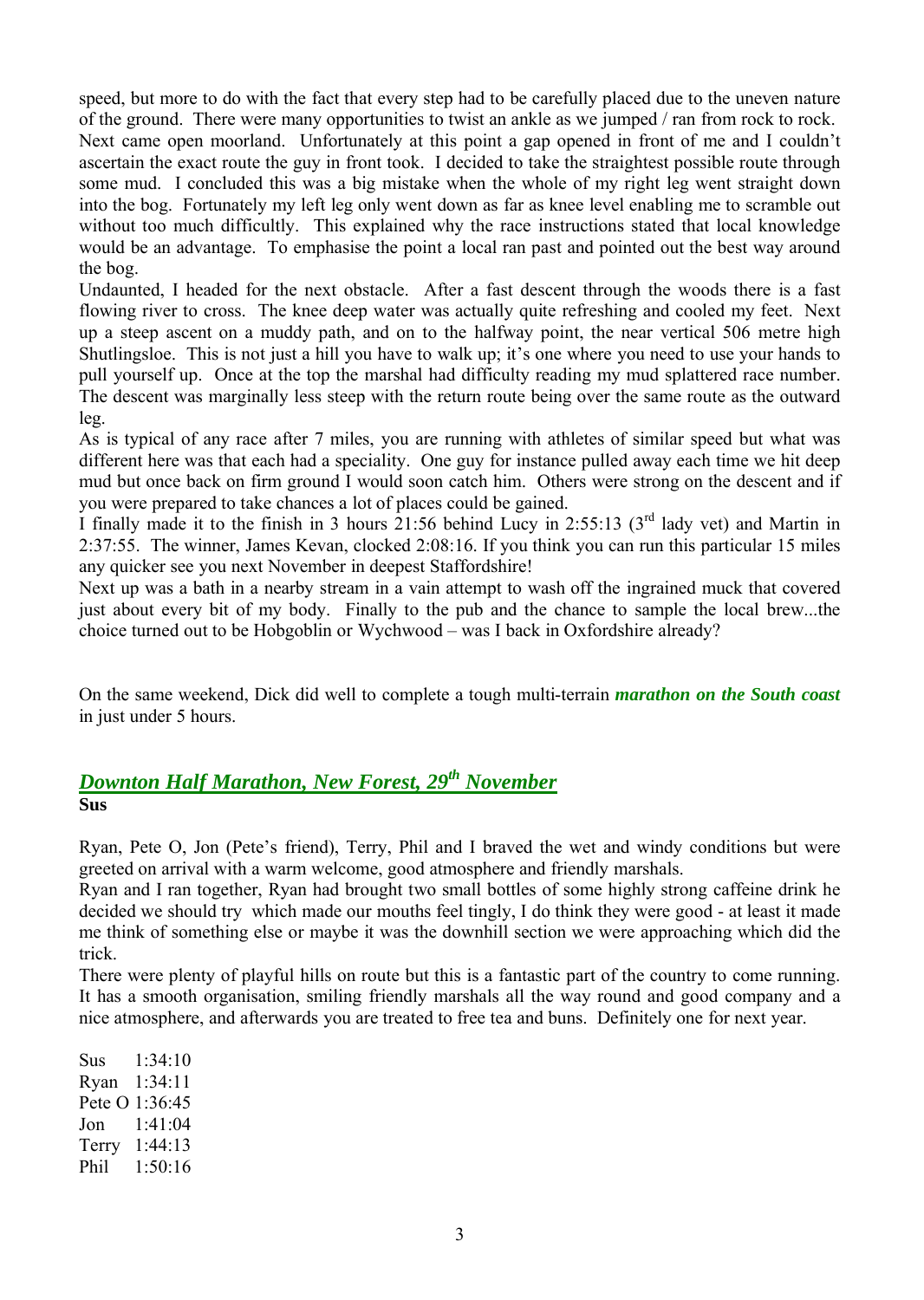speed, but more to do with the fact that every step had to be carefully placed due to the uneven nature of the ground. There were many opportunities to twist an ankle as we jumped / ran from rock to rock.
Next came open moorland. Unfortunately at this point a gap opened in front of me and I couldn't ascertain the exact route the guy in front took. I decided to take the straightest possible route through some mud. I concluded this was a big mistake when the whole of my right leg went straight down into the bog. Fortunately my left leg only went down as far as knee level enabling me to scramble out without too much difficultly. This explained why the race instructions stated that local knowledge would be an advantage. To emphasise the point a local ran past and pointed out the best way around the bog.
Undaunted, I headed for the next obstacle. After a fast descent through the woods there is a fast flowing river to cross. The knee deep water was actually quite refreshing and cooled my feet. Next up a steep ascent on a muddy path, and on to the halfway point, the near vertical 506 metre high Shutlingsloe. This is not just a hill you have to walk up; it's one where you need to use your hands to pull yourself up. Once at the top the marshal had difficulty reading my mud splattered race number. The descent was marginally less steep with the return route being over the same route as the outward leg.
As is typical of any race after 7 miles, you are running with athletes of similar speed but what was different here was that each had a speciality. One guy for instance pulled away each time we hit deep mud but once back on firm ground I would soon catch him. Others were strong on the descent and if you were prepared to take chances a lot of places could be gained.
I finally made it to the finish in 3 hours 21:56 behind Lucy in 2:55:13 (3rd lady vet) and Martin in 2:37:55. The winner, James Kevan, clocked 2:08:16. If you think you can run this particular 15 miles any quicker see you next November in deepest Staffordshire!
Next up was a bath in a nearby stream in a vain attempt to wash off the ingrained muck that covered just about every bit of my body. Finally to the pub and the chance to sample the local brew...the choice turned out to be Hobgoblin or Wychwood – was I back in Oxfordshire already?

On the same weekend, Dick did well to complete a tough multi-terrain ***marathon on the South coast*** in just under 5 hours.

## ***Downton Half Marathon, New Forest, 29th November***
**Sus**

Ryan, Pete O, Jon (Pete's friend), Terry, Phil and I braved the wet and windy conditions but were greeted on arrival with a warm welcome, good atmosphere and friendly marshals.
Ryan and I ran together, Ryan had brought two small bottles of some highly strong caffeine drink he decided we should try which made our mouths feel tingly, I do think they were good - at least it made me think of something else or maybe it was the downhill section we were approaching which did the trick.
There were plenty of playful hills on route but this is a fantastic part of the country to come running. It has a smooth organisation, smiling friendly marshals all the way round and good company and a nice atmosphere, and afterwards you are treated to free tea and buns. Definitely one for next year.

| | |
|---|---|
| Sus | 1:34:10 |
| Ryan | 1:34:11 |
| Pete O | 1:36:45 |
| Jon | 1:41:04 |
| Terry | 1:44:13 |
| Phil | 1:50:16 |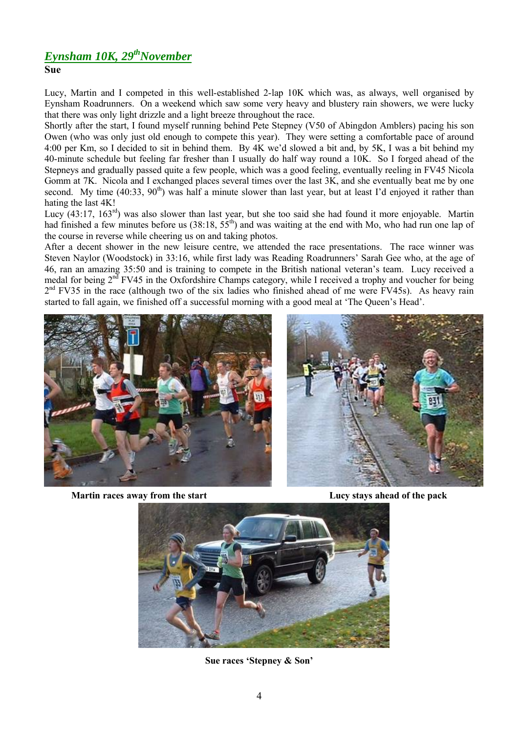## *Eynsham 10K, 29th November*

**Sue**

Lucy, Martin and I competed in this well-established 2-lap 10K which was, as always, well organised by Eynsham Roadrunners. On a weekend which saw some very heavy and blustery rain showers, we were lucky that there was only light drizzle and a light breeze throughout the race.

Shortly after the start, I found myself running behind Pete Stepney (V50 of Abingdon Amblers) pacing his son Owen (who was only just old enough to compete this year). They were setting a comfortable pace of around 4:00 per Km, so I decided to sit in behind them. By 4K we'd slowed a bit and, by 5K, I was a bit behind my 40-minute schedule but feeling far fresher than I usually do half way round a 10K. So I forged ahead of the Stepneys and gradually passed quite a few people, which was a good feeling, eventually reeling in FV45 Nicola Gomm at 7K. Nicola and I exchanged places several times over the last 3K, and she eventually beat me by one second. My time (40:33, 90th) was half a minute slower than last year, but at least I'd enjoyed it rather than hating the last 4K!

Lucy (43:17, 163rd) was also slower than last year, but she too said she had found it more enjoyable. Martin had finished a few minutes before us (38:18, 55th) and was waiting at the end with Mo, who had run one lap of the course in reverse while cheering us on and taking photos.

After a decent shower in the new leisure centre, we attended the race presentations. The race winner was Steven Naylor (Woodstock) in 33:16, while first lady was Reading Roadrunners' Sarah Gee who, at the age of 46, ran an amazing 35:50 and is training to compete in the British national veteran's team. Lucy received a medal for being 2nd FV45 in the Oxfordshire Champs category, while I received a trophy and voucher for being 2nd FV35 in the race (although two of the six ladies who finished ahead of me were FV45s). As heavy rain started to fall again, we finished off a successful morning with a good meal at 'The Queen's Head'.

**Martin races away from the start**

**Lucy stays ahead of the pack**

**Sue races 'Stepney & Son'**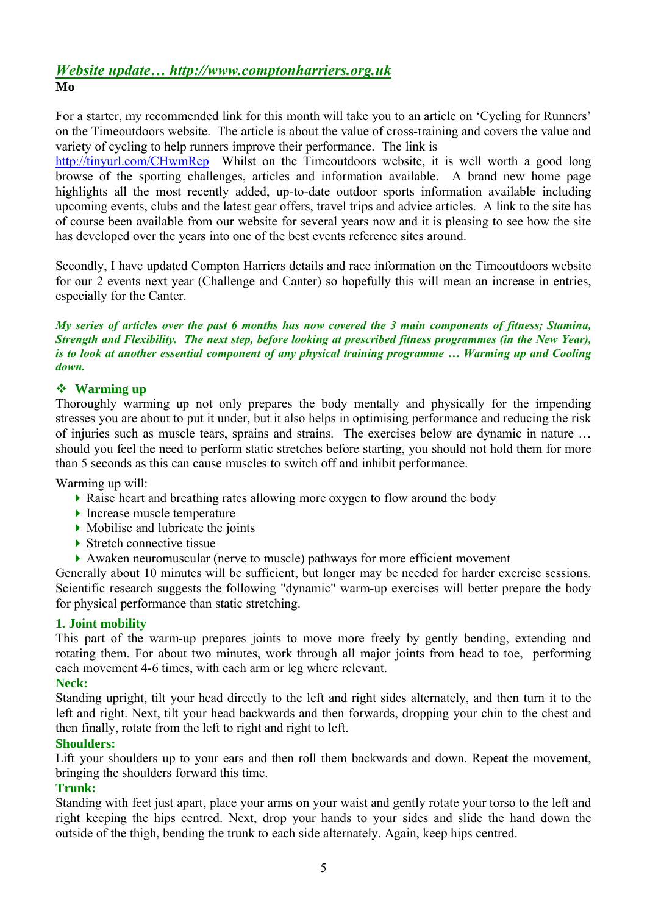## *Website update… http://www.comptonharriers.org.uk*

**Mo**

For a starter, my recommended link for this month will take you to an article on 'Cycling for Runners' on the Timeoutdoors website. The article is about the value of cross-training and covers the value and variety of cycling to help runners improve their performance. The link is http://tinyurl.com/CHwmRep Whilst on the Timeoutdoors website, it is well worth a good long browse of the sporting challenges, articles and information available. A brand new home page highlights all the most recently added, up-to-date outdoor sports information available including upcoming events, clubs and the latest gear offers, travel trips and advice articles. A link to the site has of course been available from our website for several years now and it is pleasing to see how the site has developed over the years into one of the best events reference sites around.

Secondly, I have updated Compton Harriers details and race information on the Timeoutdoors website for our 2 events next year (Challenge and Canter) so hopefully this will mean an increase in entries, especially for the Canter.

***My series of articles over the past 6 months has now covered the 3 main components of fitness; Stamina, Strength and Flexibility. The next step, before looking at prescribed fitness programmes (in the New Year), is to look at another essential component of any physical training programme … Warming up and Cooling down.***

### ❖ Warming up

Thoroughly warming up not only prepares the body mentally and physically for the impending stresses you are about to put it under, but it also helps in optimising performance and reducing the risk of injuries such as muscle tears, sprains and strains. The exercises below are dynamic in nature … should you feel the need to perform static stretches before starting, you should not hold them for more than 5 seconds as this can cause muscles to switch off and inhibit performance.

Warming up will:

- Raise heart and breathing rates allowing more oxygen to flow around the body
- Increase muscle temperature
- Mobilise and lubricate the joints
- Stretch connective tissue
- Awaken neuromuscular (nerve to muscle) pathways for more efficient movement

Generally about 10 minutes will be sufficient, but longer may be needed for harder exercise sessions. Scientific research suggests the following "dynamic" warm-up exercises will better prepare the body for physical performance than static stretching.

#### 1. Joint mobility

This part of the warm-up prepares joints to move more freely by gently bending, extending and rotating them. For about two minutes, work through all major joints from head to toe, performing each movement 4-6 times, with each arm or leg where relevant.

**Neck:**

Standing upright, tilt your head directly to the left and right sides alternately, and then turn it to the left and right. Next, tilt your head backwards and then forwards, dropping your chin to the chest and then finally, rotate from the left to right and right to left.

**Shoulders:**

Lift your shoulders up to your ears and then roll them backwards and down. Repeat the movement, bringing the shoulders forward this time.

**Trunk:**

Standing with feet just apart, place your arms on your waist and gently rotate your torso to the left and right keeping the hips centred. Next, drop your hands to your sides and slide the hand down the outside of the thigh, bending the trunk to each side alternately. Again, keep hips centred.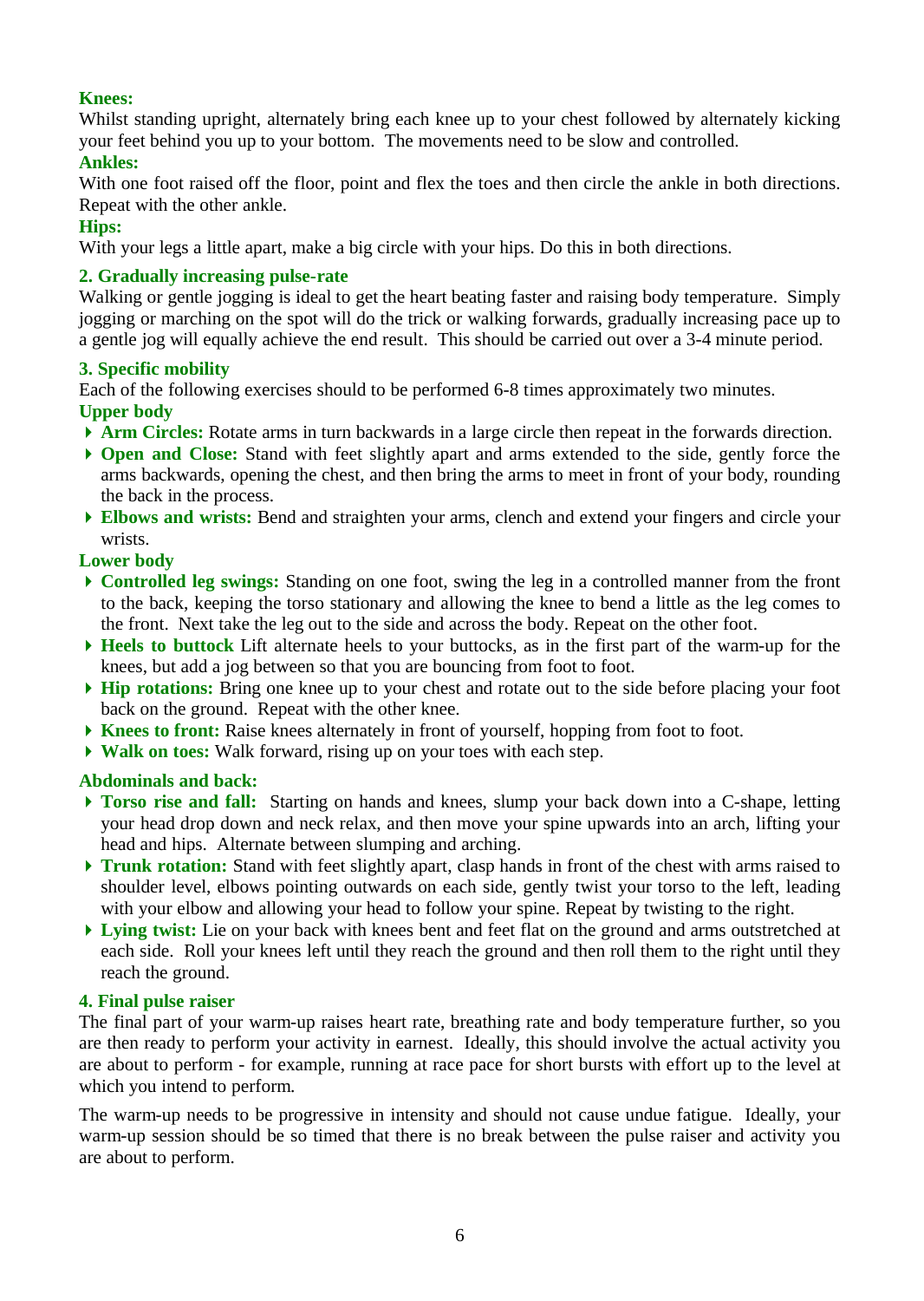**Knees:**
Whilst standing upright, alternately bring each knee up to your chest followed by alternately kicking your feet behind you up to your bottom. The movements need to be slow and controlled.

**Ankles:**
With one foot raised off the floor, point and flex the toes and then circle the ankle in both directions. Repeat with the other ankle.

**Hips:**
With your legs a little apart, make a big circle with your hips. Do this in both directions.

### 2. Gradually increasing pulse-rate

Walking or gentle jogging is ideal to get the heart beating faster and raising body temperature. Simply jogging or marching on the spot will do the trick or walking forwards, gradually increasing pace up to a gentle jog will equally achieve the end result. This should be carried out over a 3-4 minute period.

### 3. Specific mobility

Each of the following exercises should to be performed 6-8 times approximately two minutes.

**Upper body**

- **Arm Circles:** Rotate arms in turn backwards in a large circle then repeat in the forwards direction.
- **Open and Close:** Stand with feet slightly apart and arms extended to the side, gently force the arms backwards, opening the chest, and then bring the arms to meet in front of your body, rounding the back in the process.
- **Elbows and wrists:** Bend and straighten your arms, clench and extend your fingers and circle your wrists.

**Lower body**

- **Controlled leg swings:** Standing on one foot, swing the leg in a controlled manner from the front to the back, keeping the torso stationary and allowing the knee to bend a little as the leg comes to the front. Next take the leg out to the side and across the body. Repeat on the other foot.
- **Heels to buttock** Lift alternate heels to your buttocks, as in the first part of the warm-up for the knees, but add a jog between so that you are bouncing from foot to foot.
- **Hip rotations:** Bring one knee up to your chest and rotate out to the side before placing your foot back on the ground. Repeat with the other knee.
- **Knees to front:** Raise knees alternately in front of yourself, hopping from foot to foot.
- **Walk on toes:** Walk forward, rising up on your toes with each step.

**Abdominals and back:**

- **Torso rise and fall:** Starting on hands and knees, slump your back down into a C-shape, letting your head drop down and neck relax, and then move your spine upwards into an arch, lifting your head and hips. Alternate between slumping and arching.
- **Trunk rotation:** Stand with feet slightly apart, clasp hands in front of the chest with arms raised to shoulder level, elbows pointing outwards on each side, gently twist your torso to the left, leading with your elbow and allowing your head to follow your spine. Repeat by twisting to the right.
- **Lying twist:** Lie on your back with knees bent and feet flat on the ground and arms outstretched at each side. Roll your knees left until they reach the ground and then roll them to the right until they reach the ground.

### 4. Final pulse raiser

The final part of your warm-up raises heart rate, breathing rate and body temperature further, so you are then ready to perform your activity in earnest. Ideally, this should involve the actual activity you are about to perform - for example, running at race pace for short bursts with effort up to the level at which you intend to perform.

The warm-up needs to be progressive in intensity and should not cause undue fatigue. Ideally, your warm-up session should be so timed that there is no break between the pulse raiser and activity you are about to perform.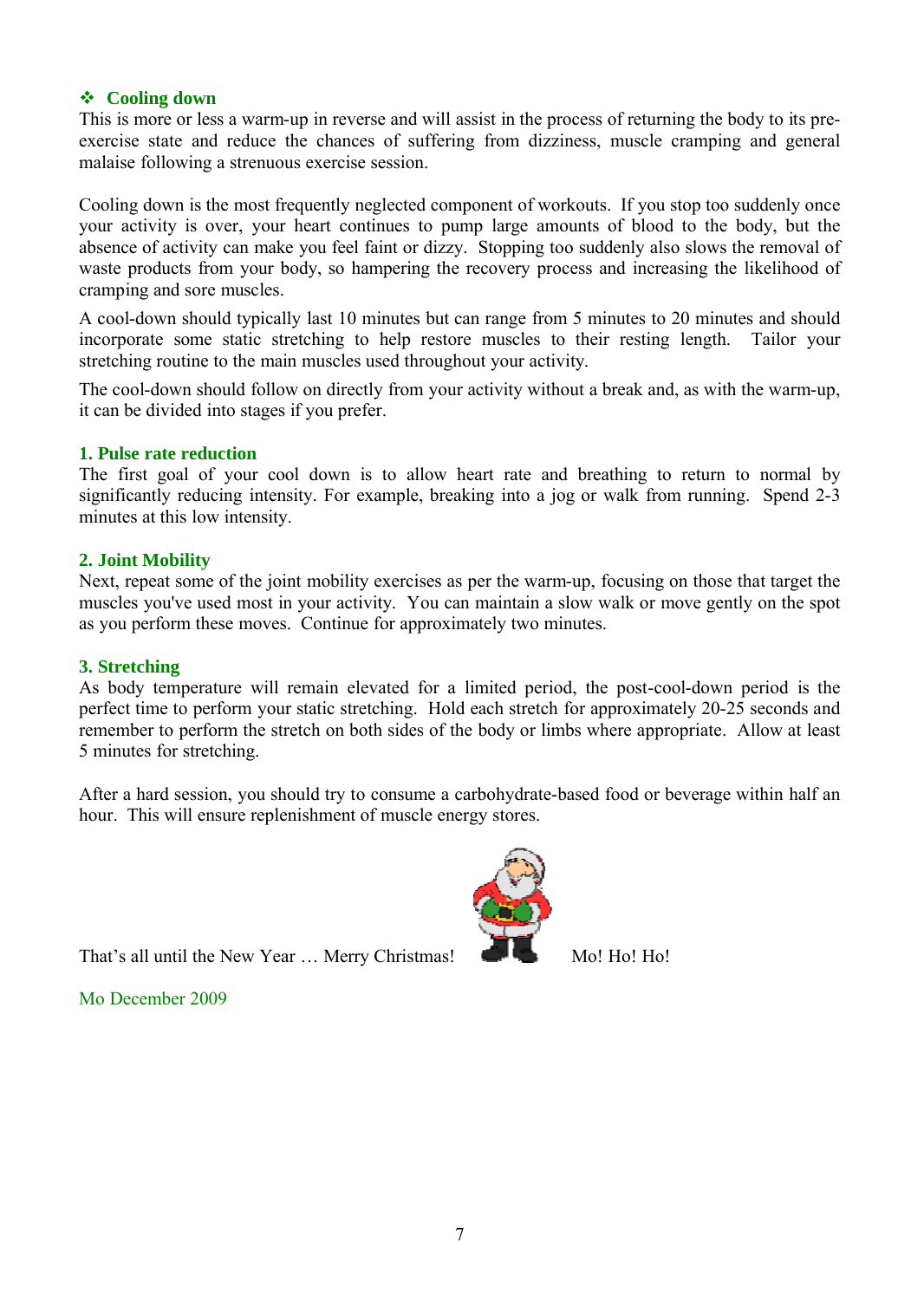## ❖ Cooling down

This is more or less a warm-up in reverse and will assist in the process of returning the body to its pre-exercise state and reduce the chances of suffering from dizziness, muscle cramping and general malaise following a strenuous exercise session.

Cooling down is the most frequently neglected component of workouts. If you stop too suddenly once your activity is over, your heart continues to pump large amounts of blood to the body, but the absence of activity can make you feel faint or dizzy. Stopping too suddenly also slows the removal of waste products from your body, so hampering the recovery process and increasing the likelihood of cramping and sore muscles.

A cool-down should typically last 10 minutes but can range from 5 minutes to 20 minutes and should incorporate some static stretching to help restore muscles to their resting length. Tailor your stretching routine to the main muscles used throughout your activity.

The cool-down should follow on directly from your activity without a break and, as with the warm-up, it can be divided into stages if you prefer.

### 1. Pulse rate reduction

The first goal of your cool down is to allow heart rate and breathing to return to normal by significantly reducing intensity. For example, breaking into a jog or walk from running. Spend 2-3 minutes at this low intensity.

### 2. Joint Mobility

Next, repeat some of the joint mobility exercises as per the warm-up, focusing on those that target the muscles you've used most in your activity. You can maintain a slow walk or move gently on the spot as you perform these moves. Continue for approximately two minutes.

### 3. Stretching

As body temperature will remain elevated for a limited period, the post-cool-down period is the perfect time to perform your static stretching. Hold each stretch for approximately 20-25 seconds and remember to perform the stretch on both sides of the body or limbs where appropriate. Allow at least 5 minutes for stretching.

After a hard session, you should try to consume a carbohydrate-based food or beverage within half an hour. This will ensure replenishment of muscle energy stores.

That's all until the New Year … Merry Christmas! Mo! Ho! Ho!

Mo December 2009